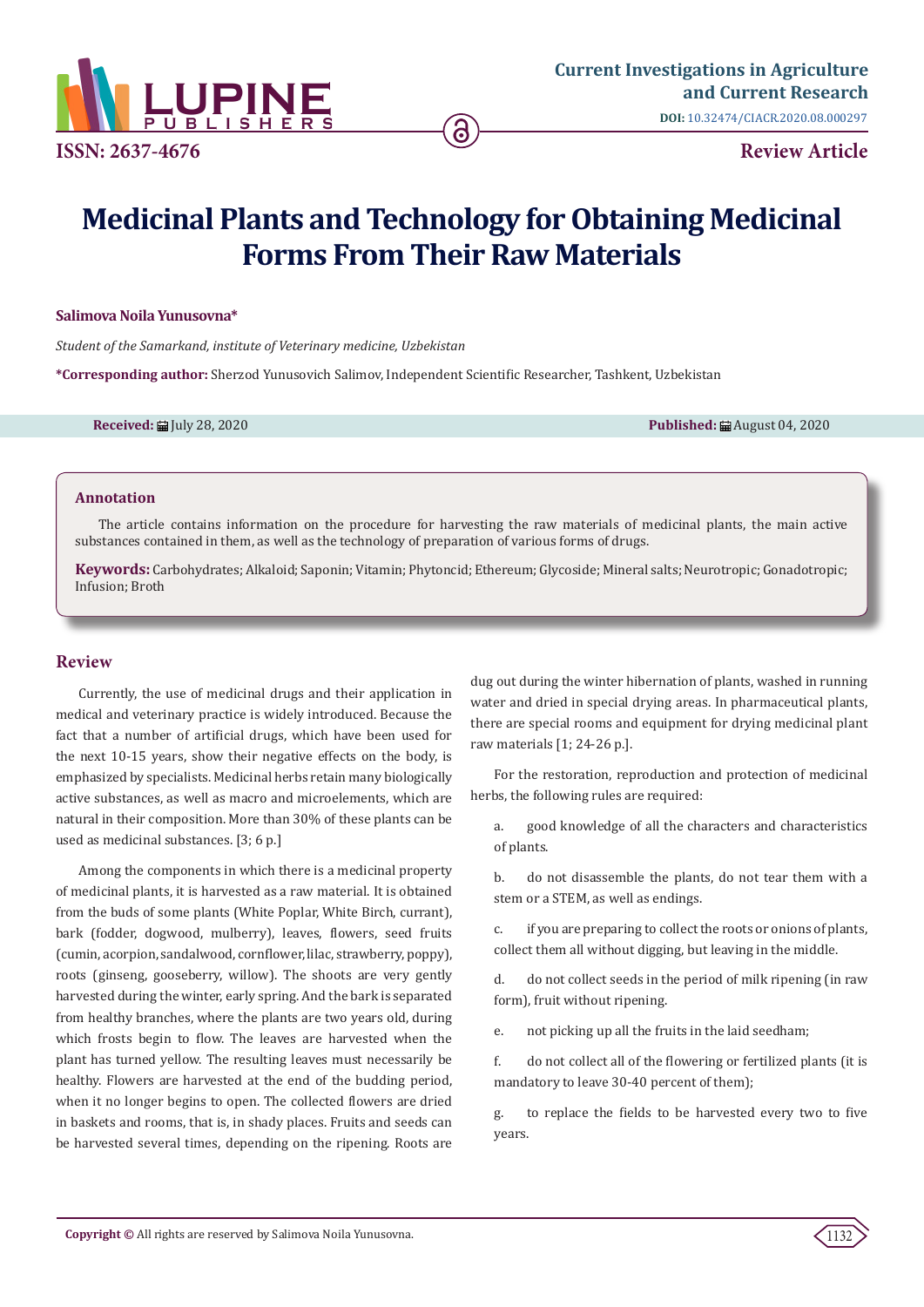ISSN: 2637-4676

**Current Investigations in Agriculture and Current Research**

DOI: 10.32474/CIACR.2020.08.000297

**Review Article**

# Medicinal Plants and Technology for Obtaining Medicinal Forms From Their Raw Materials

**Salimova Noila Yunusovna***

*Student of the Samarkand, institute of Veterinary medicine, Uzbekistan*

**\*Corresponding author:** Sherzod Yunusovich Salimov, Independent Scientific Researcher, Tashkent, Uzbekistan

**Received:** July 28, 2020 **Published:** August 04, 2020

## Annotation

The article contains information on the procedure for harvesting the raw materials of medicinal plants, the main active substances contained in them, as well as the technology of preparation of various forms of drugs.

**Keywords:** Carbohydrates; Alkaloid; Saponin; Vitamin; Phytoncid; Ethereum; Glycoside; Mineral salts; Neurotropic; Gonadotropic; Infusion; Broth

## Review

Currently, the use of medicinal drugs and their application in medical and veterinary practice is widely introduced. Because the fact that a number of artificial drugs, which have been used for the next 10-15 years, show their negative effects on the body, is emphasized by specialists. Medicinal herbs retain many biologically active substances, as well as macro and microelements, which are natural in their composition. More than 30% of these plants can be used as medicinal substances. [3; 6 p.]

Among the components in which there is a medicinal property of medicinal plants, it is harvested as a raw material. It is obtained from the buds of some plants (White Poplar, White Birch, currant), bark (fodder, dogwood, mulberry), leaves, flowers, seed fruits (cumin, acorpion, sandalwood, cornflower, lilac, strawberry, poppy), roots (ginseng, gooseberry, willow). The shoots are very gently harvested during the winter, early spring. And the bark is separated from healthy branches, where the plants are two years old, during which frosts begin to flow. The leaves are harvested when the plant has turned yellow. The resulting leaves must necessarily be healthy. Flowers are harvested at the end of the budding period, when it no longer begins to open. The collected flowers are dried in baskets and rooms, that is, in shady places. Fruits and seeds can be harvested several times, depending on the ripening. Roots are dug out during the winter hibernation of plants, washed in running water and dried in special drying areas. In pharmaceutical plants, there are special rooms and equipment for drying medicinal plant raw materials [1; 24-26 p.].

For the restoration, reproduction and protection of medicinal herbs, the following rules are required:

a. good knowledge of all the characters and characteristics of plants.

b. do not disassemble the plants, do not tear them with a stem or a STEM, as well as endings.

c. if you are preparing to collect the roots or onions of plants, collect them all without digging, but leaving in the middle.

d. do not collect seeds in the period of milk ripening (in raw form), fruit without ripening.

e. not picking up all the fruits in the laid seedham;

f. do not collect all of the flowering or fertilized plants (it is mandatory to leave 30-40 percent of them);

g. to replace the fields to be harvested every two to five years.

**Copyright ©** All rights are reserved by Salimova Noila Yunusovna.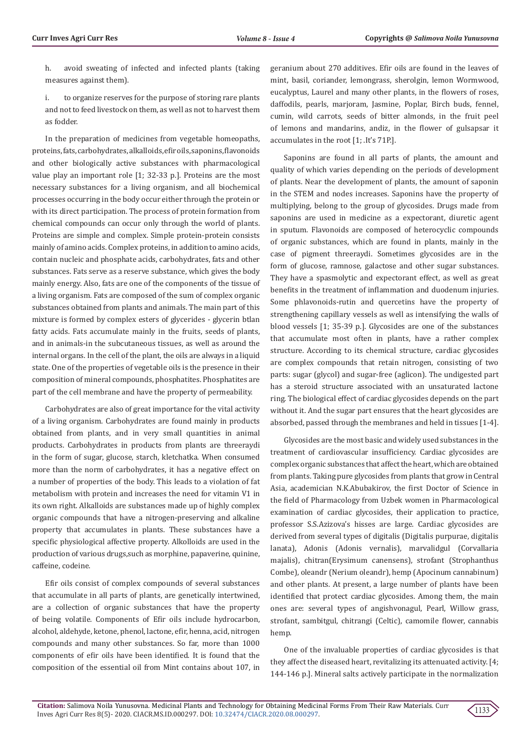h. avoid sweating of infected and infected plants (taking measures against them).

i. to organize reserves for the purpose of storing rare plants and not to feed livestock on them, as well as not to harvest them as fodder.

In the preparation of medicines from vegetable homeopaths, proteins, fats, carbohydrates, alkaloids, efir oils, saponins, flavonoids and other biologically active substances with pharmacological value play an important role [1; 32-33 p.]. Proteins are the most necessary substances for a living organism, and all biochemical processes occurring in the body occur either through the protein or with its direct participation. The process of protein formation from chemical compounds can occur only through the world of plants. Proteins are simple and complex. Simple protein-protein consists mainly of amino acids. Complex proteins, in addition to amino acids, contain nucleic and phosphate acids, carbohydrates, fats and other substances. Fats serve as a reserve substance, which gives the body mainly energy. Also, fats are one of the components of the tissue of a living organism. Fats are composed of the sum of complex organic substances obtained from plants and animals. The main part of this mixture is formed by complex esters of glycerides - glycerin btlan fatty acids. Fats accumulate mainly in the fruits, seeds of plants, and in animals-in the subcutaneous tissues, as well as around the internal organs. In the cell of the plant, the oils are always in a liquid state. One of the properties of vegetable oils is the presence in their composition of mineral compounds, phosphatites. Phosphatites are part of the cell membrane and have the property of permeability.

Carbohydrates are also of great importance for the vital activity of a living organism. Carbohydrates are found mainly in products obtained from plants, and in very small quantities in animal products. Carbohydrates in products from plants are threeraydi in the form of sugar, glucose, starch, kletchatka. When consumed more than the norm of carbohydrates, it has a negative effect on a number of properties of the body. This leads to a violation of fat metabolism with protein and increases the need for vitamin V1 in its own right. Alkalloids are substances made up of highly complex organic compounds that have a nitrogen-preserving and alkaline property that accumulates in plants. These substances have a specific physiological affective property. Alkolloids are used in the production of various drugs,such as morphine, papaverine, quinine, caffeine, codeine.

Efir oils consist of complex compounds of several substances that accumulate in all parts of plants, are genetically intertwined, are a collection of organic substances that have the property of being volatile. Components of Efir oils include hydrocarbon, alcohol, aldehyde, ketone, phenol, lactone, efir, henna, acid, nitrogen compounds and many other substances. So far, more than 1000 components of efir oils have been identified. It is found that the composition of the essential oil from Mint contains about 107, in geranium about 270 additives. Efir oils are found in the leaves of mint, basil, coriander, lemongrass, sherolgin, lemon Wormwood, eucalyptus, Laurel and many other plants, in the flowers of roses, daffodils, pearls, marjoram, Jasmine, Poplar, Birch buds, fennel, cumin, wild carrots, seeds of bitter almonds, in the fruit peel of lemons and mandarins, andiz, in the flower of gulsapsar it accumulates in the root [1; .It's 71P.].

Saponins are found in all parts of plants, the amount and quality of which varies depending on the periods of development of plants. Near the development of plants, the amount of saponin in the STEM and nodes increases. Saponins have the property of multiplying, belong to the group of glycosides. Drugs made from saponins are used in medicine as a expectorant, diuretic agent in sputum. Flavonoids are composed of heterocyclic compounds of organic substances, which are found in plants, mainly in the case of pigment threeraydi. Sometimes glycosides are in the form of glucose, ramnose, galactose and other sugar substances. They have a spasmolytic and expectorant effect, as well as great benefits in the treatment of inflammation and duodenum injuries. Some phlavonoids-rutin and quercetins have the property of strengthening capillary vessels as well as intensifying the walls of blood vessels [1; 35-39 p.]. Glycosides are one of the substances that accumulate most often in plants, have a rather complex structure. According to its chemical structure, cardiac glycosides are complex compounds that retain nitrogen, consisting of two parts: sugar (glycol) and sugar-free (aglicon). The undigested part has a steroid structure associated with an unsaturated lactone ring. The biological effect of cardiac glycosides depends on the part without it. And the sugar part ensures that the heart glycosides are absorbed, passed through the membranes and held in tissues [1-4].

Glycosides are the most basic and widely used substances in the treatment of cardiovascular insufficiency. Cardiac glycosides are complex organic substances that affect the heart, which are obtained from plants. Taking pure glycosides from plants that grow in Central Asia, academician N.K.Abubakirov, the first Doctor of Science in the field of Pharmacology from Uzbek women in Pharmacological examination of cardiac glycosides, their application to practice, professor S.S.Azizova's hisses are large. Cardiac glycosides are derived from several types of digitalis (Digitalis purpurae, digitalis lanata), Adonis (Adonis vernalis), marvalidgul (Corvallaria majalis), chitran(Erysimum canensens), strofant (Strophanthus Combe), oleandr (Nerium oleandr), hemp (Apocinum cannabinum) and other plants. At present, a large number of plants have been identified that protect cardiac glycosides. Among them, the main ones are: several types of angishvonagul, Pearl, Willow grass, strofant, sambitgul, chitrangi (Celtic), camomile flower, cannabis hemp.

One of the invaluable properties of cardiac glycosides is that they affect the diseased heart, revitalizing its attenuated activity. [4; 144-146 p.]. Mineral salts actively participate in the normalization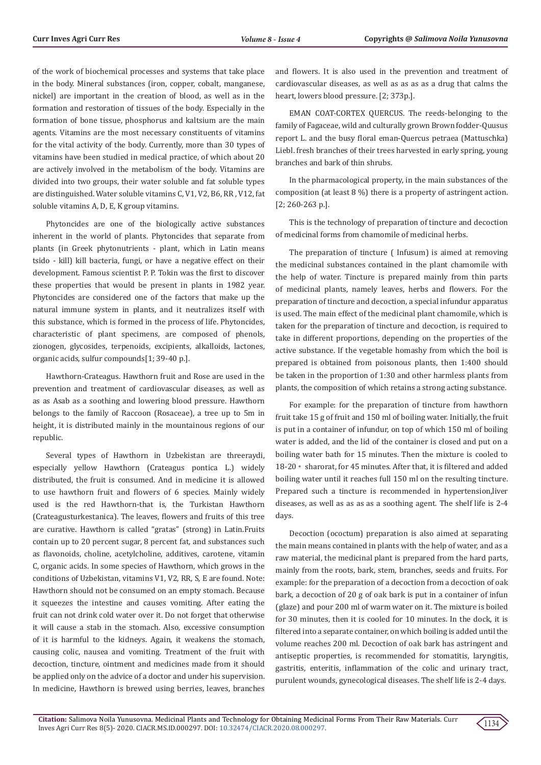of the work of biochemical processes and systems that take place in the body. Mineral substances (iron, copper, cobalt, manganese, nickel) are important in the creation of blood, as well as in the formation and restoration of tissues of the body. Especially in the formation of bone tissue, phosphorus and kaltsium are the main agents. Vitamins are the most necessary constituents of vitamins for the vital activity of the body. Currently, more than 30 types of vitamins have been studied in medical practice, of which about 20 are actively involved in the metabolism of the body. Vitamins are divided into two groups, their water soluble and fat soluble types are distinguished. Water soluble vitamins C, V1, V2, B6, RR , V12, fat soluble vitamins A, D, E, K group vitamins.

Phytoncides are one of the biologically active substances inherent in the world of plants. Phytoncides that separate from plants (in Greek phytonutrients - plant, which in Latin means tsido - kill) kill bacteria, fungi, or have a negative effect on their development. Famous scientist P. P. Tokin was the first to discover these properties that would be present in plants in 1982 year. Phytoncides are considered one of the factors that make up the natural immune system in plants, and it neutralizes itself with this substance, which is formed in the process of life. Phytoncides, characteristic of plant specimens, are composed of phenols, zionogen, glycosides, terpenoids, excipients, alkalloids, lactones, organic acids, sulfur compounds[1; 39-40 p.].

Hawthorn-Crataegus. Hawthorn fruit and Rose are used in the prevention and treatment of cardiovascular diseases, as well as as as Asab as a soothing and lowering blood pressure. Hawthorn belongs to the family of Raccoon (Rosaceae), a tree up to 5m in height, it is distributed mainly in the mountainous regions of our republic.

Several types of Hawthorn in Uzbekistan are threeraydi, especially yellow Hawthorn (Crateagus pontica L.) widely distributed, the fruit is consumed. And in medicine it is allowed to use hawthorn fruit and flowers of 6 species. Mainly widely used is the red Hawthorn-that is, the Turkistan Hawthorn (Crateagusturkestanica). The leaves, flowers and fruits of this tree are curative. Hawthorn is called "gratas" (strong) in Latin.Fruits contain up to 20 percent sugar, 8 percent fat, and substances such as flavonoids, choline, acetylcholine, additives, carotene, vitamin C, organic acids. In some species of Hawthorn, which grows in the conditions of Uzbekistan, vitamins V1, V2, RR, S, E are found. Note: Hawthorn should not be consumed on an empty stomach. Because it squeezes the intestine and causes vomiting. After eating the fruit can not drink cold water over it. Do not forget that otherwise it will cause a stab in the stomach. Also, excessive consumption of it is harmful to the kidneys. Again, it weakens the stomach, causing colic, nausea and vomiting. Treatment of the fruit with decoction, tincture, ointment and medicines made from it should be applied only on the advice of a doctor and under his supervision. In medicine, Hawthorn is brewed using berries, leaves, branches and flowers. It is also used in the prevention and treatment of cardiovascular diseases, as well as as as as a drug that calms the heart, lowers blood pressure. [2; 373p.].

EMAN COAT-CORTEX QUERCUS. The reeds-belonging to the family of Fagaceae, wild and culturally grown Brown fodder-Quusus report L. and the busy floral eman-Quercus petraea (Mattuschka) Liebl. fresh branches of their trees harvested in early spring, young branches and bark of thin shrubs.

In the pharmacological property, in the main substances of the composition (at least 8 %) there is a property of astringent action. [2; 260-263 p.].

This is the technology of preparation of tincture and decoction of medicinal forms from chamomile of medicinal herbs.

The preparation of tincture ( Infusum) is aimed at removing the medicinal substances contained in the plant chamomile with the help of water. Tincture is prepared mainly from thin parts of medicinal plants, namely leaves, herbs and flowers. For the preparation of tincture and decoction, a special infundur apparatus is used. The main effect of the medicinal plant chamomile, which is taken for the preparation of tincture and decoction, is required to take in different proportions, depending on the properties of the active substance. If the vegetable homashy from which the boil is prepared is obtained from poisonous plants, then 1:400 should be taken in the proportion of 1:30 and other harmless plants from plants, the composition of which retains a strong acting substance.

For example: for the preparation of tincture from hawthorn fruit take 15 g of fruit and 150 ml of boiling water. Initially, the fruit is put in a container of infundur, on top of which 150 ml of boiling water is added, and the lid of the container is closed and put on a boiling water bath for 15 minutes. Then the mixture is cooled to 18-20 ∘ sharorat, for 45 minutes. After that, it is filtered and added boiling water until it reaches full 150 ml on the resulting tincture. Prepared such a tincture is recommended in hypertension,liver diseases, as well as as as as a soothing agent. The shelf life is 2-4 days.

Decoction (ococtum) preparation is also aimed at separating the main means contained in plants with the help of water, and as a raw material, the medicinal plant is prepared from the hard parts, mainly from the roots, bark, stem, branches, seeds and fruits. For example: for the preparation of a decoction from a decoction of oak bark, a decoction of 20 g of oak bark is put in a container of infun (glaze) and pour 200 ml of warm water on it. The mixture is boiled for 30 minutes, then it is cooled for 10 minutes. In the dock, it is filtered into a separate container, on which boiling is added until the volume reaches 200 ml. Decoction of oak bark has astringent and antiseptic properties, is recommended for stomatitis, laryngitis, gastritis, enteritis, inflammation of the colic and urinary tract, purulent wounds, gynecological diseases. The shelf life is 2-4 days.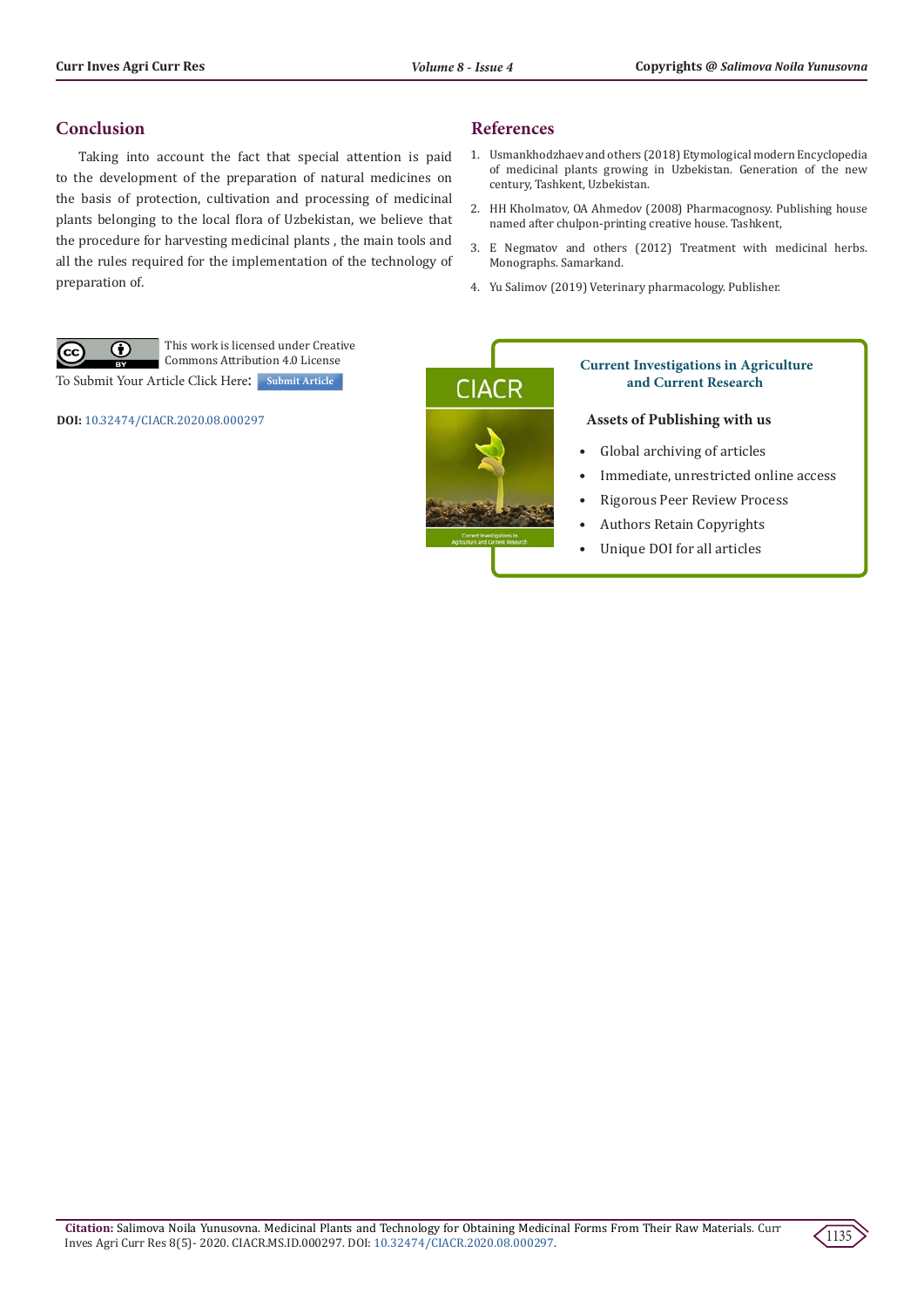## Conclusion

Taking into account the fact that special attention is paid to the development of the preparation of natural medicines on the basis of protection, cultivation and processing of medicinal plants belonging to the local flora of Uzbekistan, we believe that the procedure for harvesting medicinal plants , the main tools and all the rules required for the implementation of the technology of preparation of.

## References

1. Usmankhodzhaev and others (2018) Etymological modern Encyclopedia of medicinal plants growing in Uzbekistan. Generation of the new century, Tashkent, Uzbekistan.
2. HH Kholmatov, OA Ahmedov (2008) Pharmacognosy. Publishing house named after chulpon-printing creative house. Tashkent,
3. E Negmatov and others (2012) Treatment with medicinal herbs. Monographs. Samarkand.
4. Yu Salimov (2019) Veterinary pharmacology. Publisher.

This work is licensed under Creative Commons Attribution 4.0 License

To Submit Your Article Click Here: Submit Article

**DOI:** 10.32474/CIACR.2020.08.000297

**Current Investigations in Agriculture and Current Research**

**Assets of Publishing with us**

- Global archiving of articles
- Immediate, unrestricted online access
- Rigorous Peer Review Process
- Authors Retain Copyrights
- Unique DOI for all articles

**Citation:** Salimova Noila Yunusovna. Medicinal Plants and Technology for Obtaining Medicinal Forms From Their Raw Materials. Curr Inves Agri Curr Res 8(5)- 2020. CIACR.MS.ID.000297. DOI: 10.32474/CIACR.2020.08.000297.